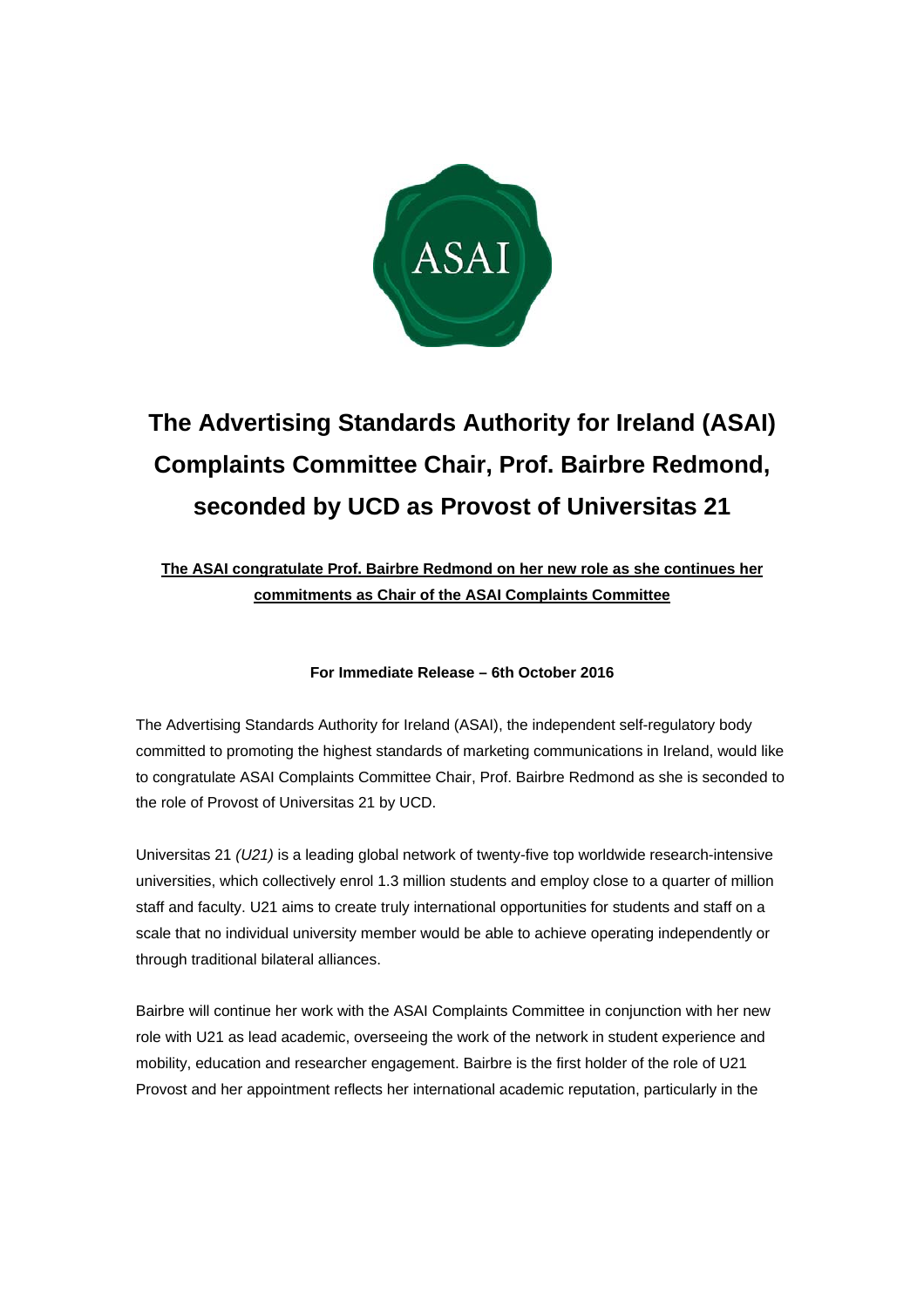# The Advertising Standards Authority for Ireland (ASAI) Complaints Committee Chair, Prof. Bairbre Redmond, seconded by UCD as Provost of Universitas 21

**The ASAI congratulate Prof. Bairbre Redmond on her new role as she continues her commitments as Chair of the ASAI Complaints Committee**

**For Immediate Release – 6th October 2016**

The Advertising Standards Authority for Ireland (ASAI), the independent self-regulatory body committed to promoting the highest standards of marketing communications in Ireland, would like to congratulate ASAI Complaints Committee Chair, Prof. Bairbre Redmond as she is seconded to the role of Provost of Universitas 21 by UCD.

Universitas 21 *(U21)* is a leading global network of twenty-five top worldwide research-intensive universities, which collectively enrol 1.3 million students and employ close to a quarter of million staff and faculty. U21 aims to create truly international opportunities for students and staff on a scale that no individual university member would be able to achieve operating independently or through traditional bilateral alliances.

Bairbre will continue her work with the ASAI Complaints Committee in conjunction with her new role with U21 as lead academic, overseeing the work of the network in student experience and mobility, education and researcher engagement. Bairbre is the first holder of the role of U21 Provost and her appointment reflects her international academic reputation, particularly in the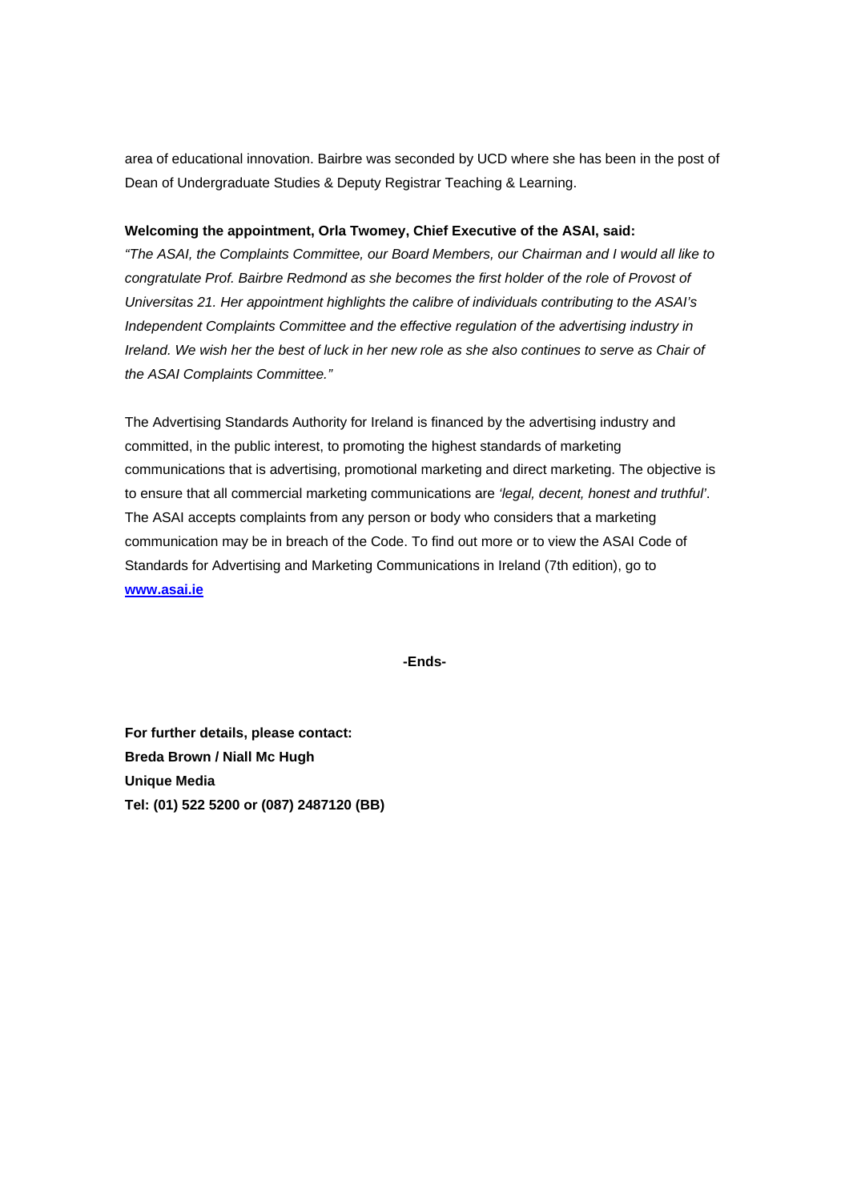area of educational innovation. Bairbre was seconded by UCD where she has been in the post of Dean of Undergraduate Studies & Deputy Registrar Teaching & Learning.

**Welcoming the appointment, Orla Twomey, Chief Executive of the ASAI, said:**
*"The ASAI, the Complaints Committee, our Board Members, our Chairman and I would all like to congratulate Prof. Bairbre Redmond as she becomes the first holder of the role of Provost of Universitas 21. Her appointment highlights the calibre of individuals contributing to the ASAI's Independent Complaints Committee and the effective regulation of the advertising industry in Ireland. We wish her the best of luck in her new role as she also continues to serve as Chair of the ASAI Complaints Committee."*

The Advertising Standards Authority for Ireland is financed by the advertising industry and committed, in the public interest, to promoting the highest standards of marketing communications that is advertising, promotional marketing and direct marketing. The objective is to ensure that all commercial marketing communications are *'legal, decent, honest and truthful'*. The ASAI accepts complaints from any person or body who considers that a marketing communication may be in breach of the Code. To find out more or to view the ASAI Code of Standards for Advertising and Marketing Communications in Ireland (7th edition), go to **[www.asai.ie](http://www.asai.ie)**

**-Ends-**

**For further details, please contact:**
**Breda Brown / Niall Mc Hugh**
**Unique Media**
**Tel: (01) 522 5200 or (087) 2487120 (BB)**